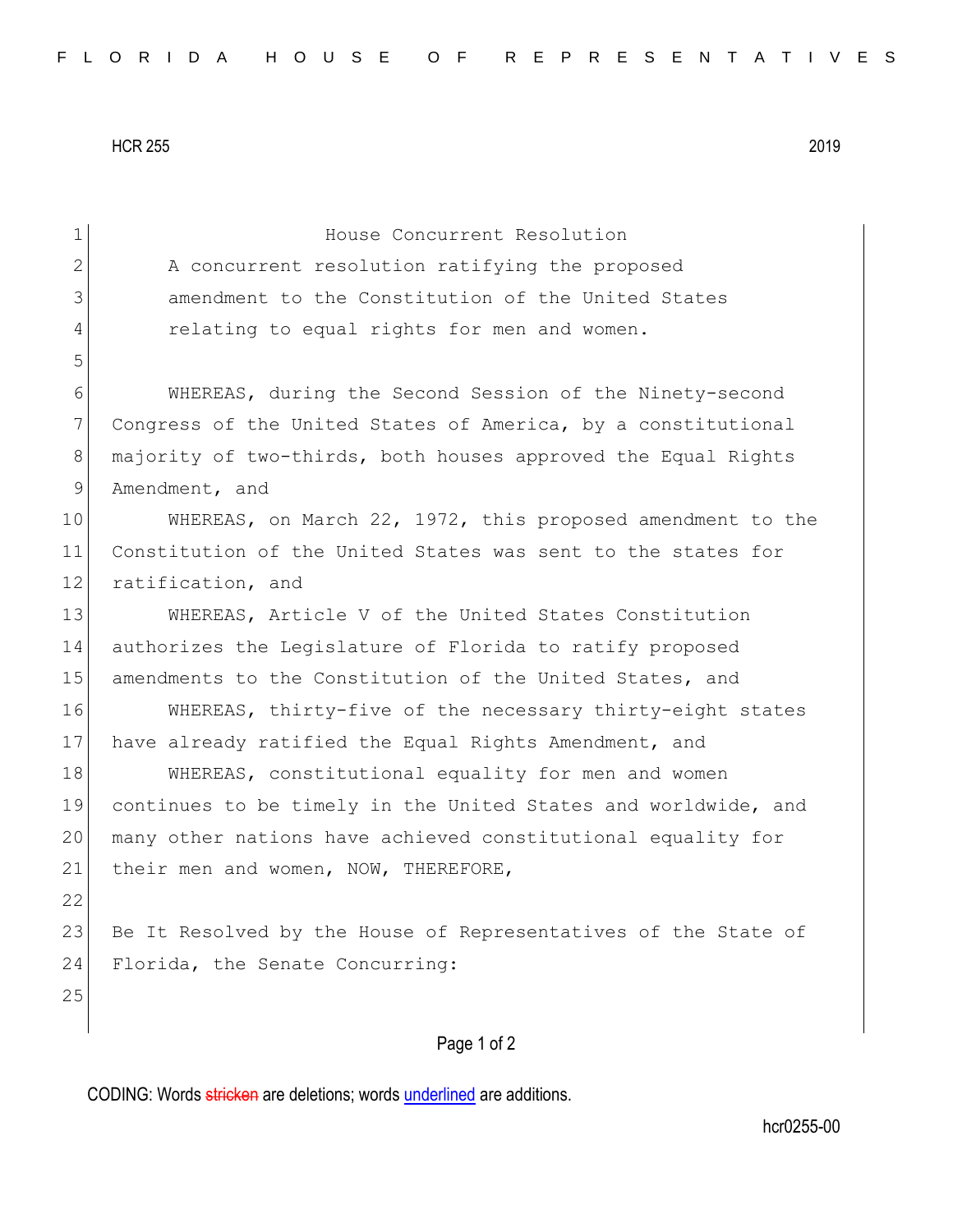HCR 255 2019

# House Concurrent Resolution

A concurrent resolution ratifying the proposed amendment to the Constitution of the United States relating to equal rights for men and women.

WHEREAS, during the Second Session of the Ninety-second Congress of the United States of America, by a constitutional majority of two-thirds, both houses approved the Equal Rights Amendment, and

WHEREAS, on March 22, 1972, this proposed amendment to the Constitution of the United States was sent to the states for ratification, and

WHEREAS, Article V of the United States Constitution authorizes the Legislature of Florida to ratify proposed amendments to the Constitution of the United States, and

WHEREAS, thirty-five of the necessary thirty-eight states have already ratified the Equal Rights Amendment, and

WHEREAS, constitutional equality for men and women continues to be timely in the United States and worldwide, and many other nations have achieved constitutional equality for their men and women, NOW, THEREFORE,

Be It Resolved by the House of Representatives of the State of Florida, the Senate Concurring:

CODING: Words stricken are deletions; words underlined are additions.

hcr0255-00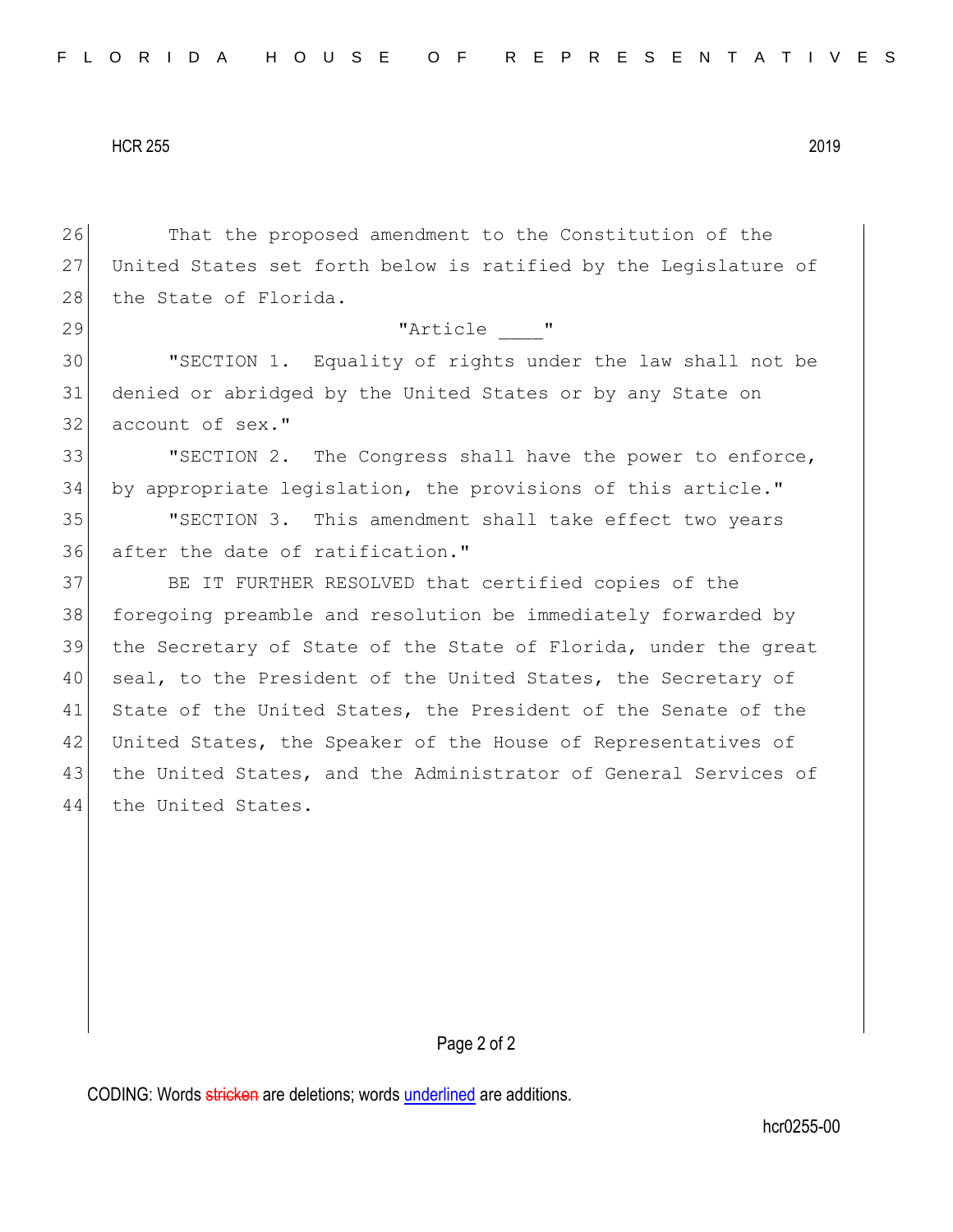That the proposed amendment to the Constitution of the United States set forth below is ratified by the Legislature of the State of Florida.

"Article ____"

"SECTION 1. Equality of rights under the law shall not be denied or abridged by the United States or by any State on account of sex."

"SECTION 2. The Congress shall have the power to enforce, by appropriate legislation, the provisions of this article."

"SECTION 3. This amendment shall take effect two years after the date of ratification."

BE IT FURTHER RESOLVED that certified copies of the foregoing preamble and resolution be immediately forwarded by the Secretary of State of the State of Florida, under the great seal, to the President of the United States, the Secretary of State of the United States, the President of the Senate of the United States, the Speaker of the House of Representatives of the United States, and the Administrator of General Services of the United States.